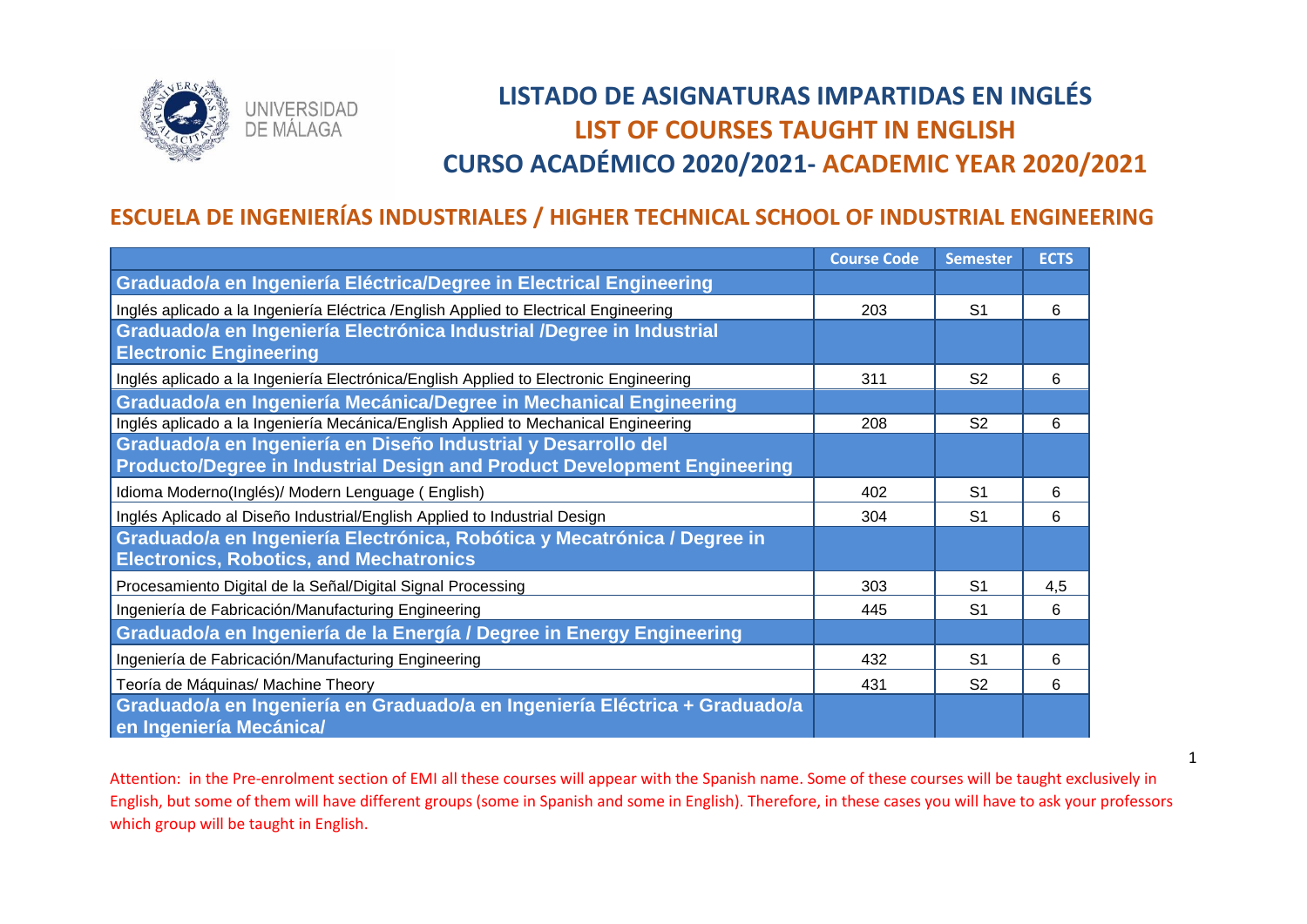UNIVERSIDAD DE MÁLAGA

# LISTADO DE ASIGNATURAS IMPARTIDAS EN INGLÉS
# LIST OF COURSES TAUGHT IN ENGLISH
# CURSO ACADÉMICO 2020/2021- ACADEMIC YEAR 2020/2021

## ESCUELA DE INGENIERÍAS INDUSTRIALES / HIGHER TECHNICAL SCHOOL OF INDUSTRIAL ENGINEERING

| | Course Code | Semester | ECTS |
|---|---|---|---|
| **Graduado/a en Ingeniería Eléctrica/Degree in Electrical Engineering** | | | |
| Inglés aplicado a la Ingeniería Eléctrica /English Applied to Electrical Engineering | 203 | S1 | 6 |
| **Graduado/a en Ingeniería Electrónica Industrial /Degree in Industrial Electronic Engineering** | | | |
| Inglés aplicado a la Ingeniería Electrónica/English Applied to Electronic Engineering | 311 | S2 | 6 |
| **Graduado/a en Ingeniería Mecánica/Degree in Mechanical Engineering** | | | |
| Inglés aplicado a la Ingeniería Mecánica/English Applied to Mechanical Engineering | 208 | S2 | 6 |
| **Graduado/a en Ingeniería en Diseño Industrial y Desarrollo del Producto/Degree in Industrial Design and Product Development Engineering** | | | |
| Idioma Moderno(Inglés)/ Modern Lenguage ( English) | 402 | S1 | 6 |
| Inglés Aplicado al Diseño Industrial/English Applied to Industrial Design | 304 | S1 | 6 |
| **Graduado/a en Ingeniería Electrónica, Robótica y Mecatrónica / Degree in Electronics, Robotics, and Mechatronics** | | | |
| Procesamiento Digital de la Señal/Digital Signal Processing | 303 | S1 | 4,5 |
| Ingeniería de Fabricación/Manufacturing Engineering | 445 | S1 | 6 |
| **Graduado/a en Ingeniería de la Energía / Degree in Energy Engineering** | | | |
| Ingeniería de Fabricación/Manufacturing Engineering | 432 | S1 | 6 |
| Teoría de Máquinas/ Machine Theory | 431 | S2 | 6 |
| **Graduado/a en Ingeniería en Graduado/a en Ingeniería Eléctrica + Graduado/a en Ingeniería Mecánica/** | | | |

Attention: in the Pre-enrolment section of EMI all these courses will appear with the Spanish name. Some of these courses will be taught exclusively in English, but some of them will have different groups (some in Spanish and some in English). Therefore, in these cases you will have to ask your professors which group will be taught in English.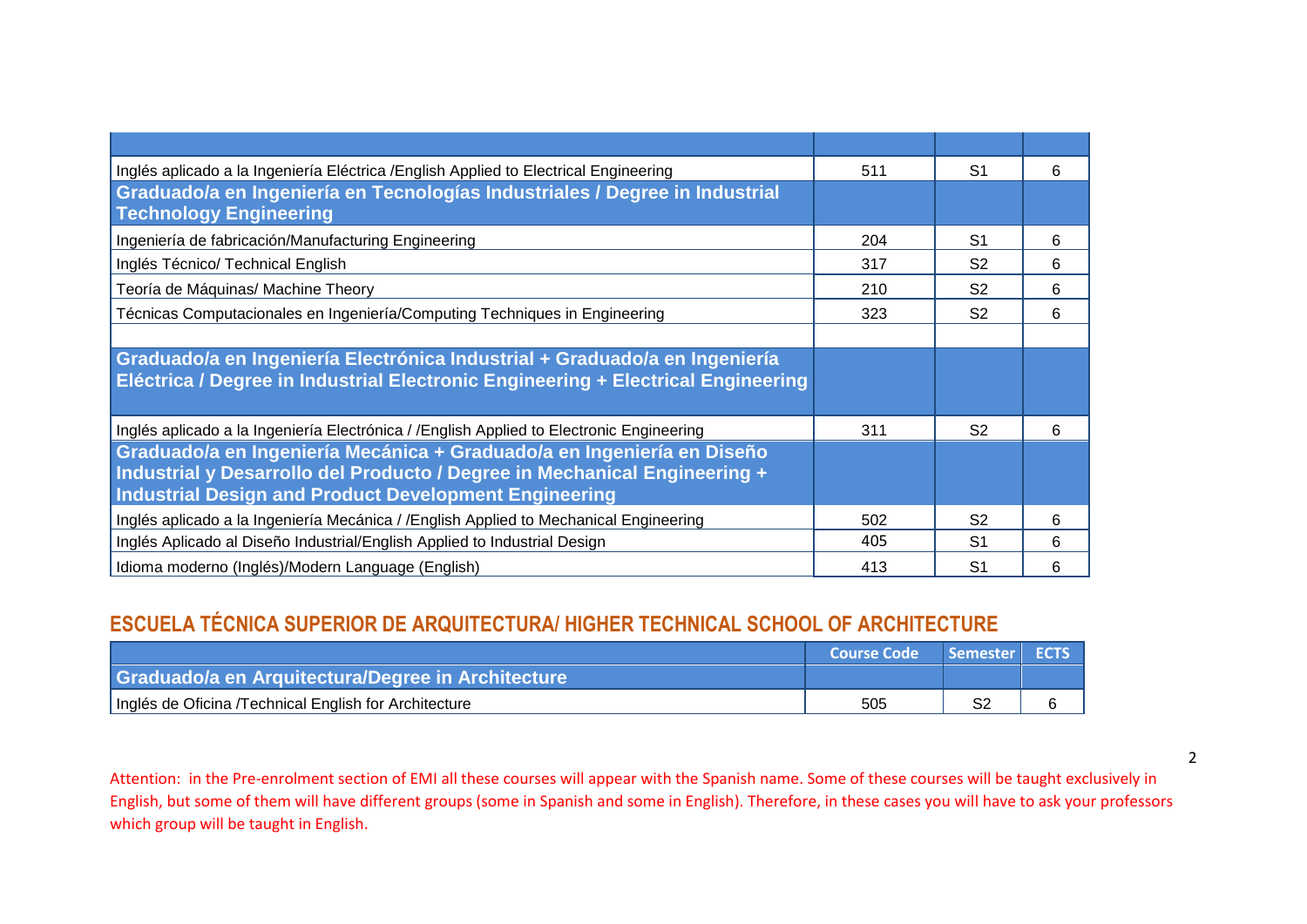| | | | |
|---|---|---|---|
| Inglés aplicado a la Ingeniería Eléctrica /English Applied to Electrical Engineering | 511 | S1 | 6 |
| **Graduado/a en Ingeniería en Tecnologías Industriales / Degree in Industrial Technology Engineering** | | | |
| Ingeniería de fabricación/Manufacturing Engineering | 204 | S1 | 6 |
| Inglés Técnico/ Technical English | 317 | S2 | 6 |
| Teoría de Máquinas/ Machine Theory | 210 | S2 | 6 |
| Técnicas Computacionales en Ingeniería/Computing Techniques in Engineering | 323 | S2 | 6 |
| | | | |
| **Graduado/a en Ingeniería Electrónica Industrial + Graduado/a en Ingeniería Eléctrica / Degree in Industrial Electronic Engineering + Electrical Engineering** | | | |
| Inglés aplicado a la Ingeniería Electrónica / /English Applied to Electronic Engineering | 311 | S2 | 6 |
| **Graduado/a en Ingeniería Mecánica + Graduado/a en Ingeniería en Diseño Industrial y Desarrollo del Producto / Degree in Mechanical Engineering + Industrial Design and Product Development Engineering** | | | |
| Inglés aplicado a la Ingeniería Mecánica / /English Applied to Mechanical Engineering | 502 | S2 | 6 |
| Inglés Aplicado al Diseño Industrial/English Applied to Industrial Design | 405 | S1 | 6 |
| Idioma moderno (Inglés)/Modern Language (English) | 413 | S1 | 6 |

## ESCUELA TÉCNICA SUPERIOR DE ARQUITECTURA/ HIGHER TECHNICAL SCHOOL OF ARCHITECTURE

| | Course Code | Semester | ECTS |
|---|---|---|---|
| **Graduado/a en Arquitectura/Degree in Architecture** | | | |
| Inglés de Oficina /Technical English for Architecture | 505 | S2 | 6 |

Attention: in the Pre-enrolment section of EMI all these courses will appear with the Spanish name. Some of these courses will be taught exclusively in English, but some of them will have different groups (some in Spanish and some in English). Therefore, in these cases you will have to ask your professors which group will be taught in English.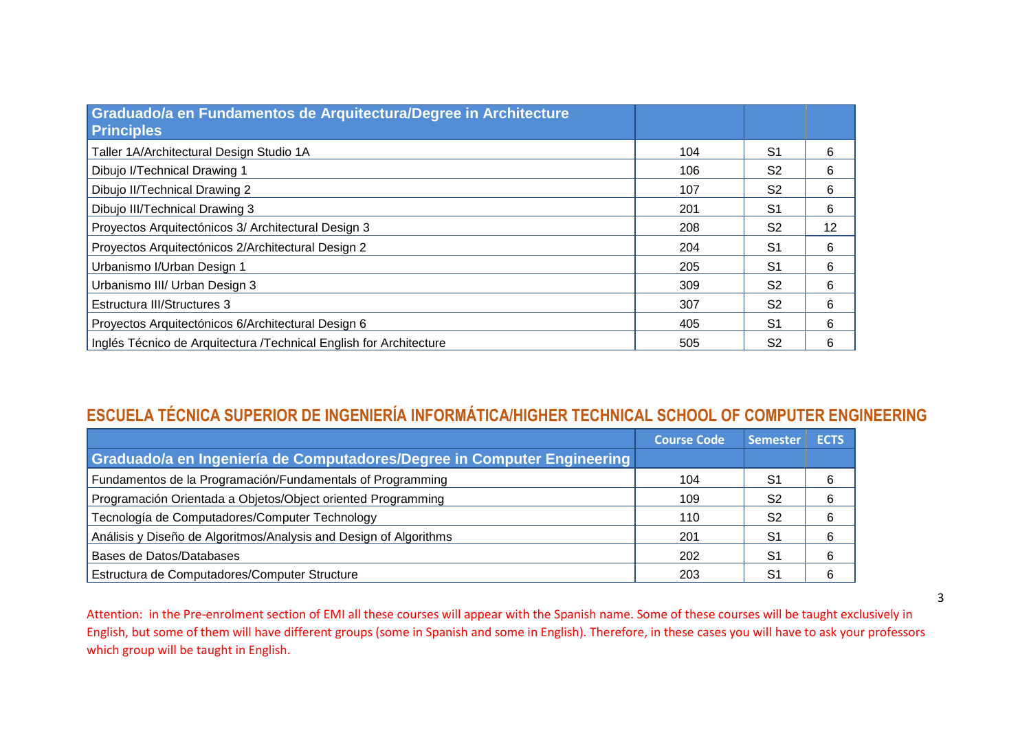| Graduado/a en Fundamentos de Arquitectura/Degree in Architecture Principles | | | |
|---|---|---|---|
| Taller 1A/Architectural Design Studio 1A | 104 | S1 | 6 |
| Dibujo I/Technical Drawing 1 | 106 | S2 | 6 |
| Dibujo II/Technical Drawing 2 | 107 | S2 | 6 |
| Dibujo III/Technical Drawing 3 | 201 | S1 | 6 |
| Proyectos Arquitectónicos 3/ Architectural Design 3 | 208 | S2 | 12 |
| Proyectos Arquitectónicos 2/Architectural Design 2 | 204 | S1 | 6 |
| Urbanismo I/Urban Design 1 | 205 | S1 | 6 |
| Urbanismo III/ Urban Design 3 | 309 | S2 | 6 |
| Estructura III/Structures 3 | 307 | S2 | 6 |
| Proyectos Arquitectónicos 6/Architectural Design 6 | 405 | S1 | 6 |
| Inglés Técnico de Arquitectura /Technical English for Architecture | 505 | S2 | 6 |

## ESCUELA TÉCNICA SUPERIOR DE INGENIERÍA INFORMÁTICA/HIGHER TECHNICAL SCHOOL OF COMPUTER ENGINEERING

| | Course Code | Semester | ECTS |
|---|---|---|---|
| **Graduado/a en Ingeniería de Computadores/Degree in Computer Engineering** | | | |
| Fundamentos de la Programación/Fundamentals of Programming | 104 | S1 | 6 |
| Programación Orientada a Objetos/Object oriented Programming | 109 | S2 | 6 |
| Tecnología de Computadores/Computer Technology | 110 | S2 | 6 |
| Análisis y Diseño de Algoritmos/Analysis and Design of Algorithms | 201 | S1 | 6 |
| Bases de Datos/Databases | 202 | S1 | 6 |
| Estructura de Computadores/Computer Structure | 203 | S1 | 6 |

Attention: in the Pre-enrolment section of EMI all these courses will appear with the Spanish name. Some of these courses will be taught exclusively in English, but some of them will have different groups (some in Spanish and some in English). Therefore, in these cases you will have to ask your professors which group will be taught in English.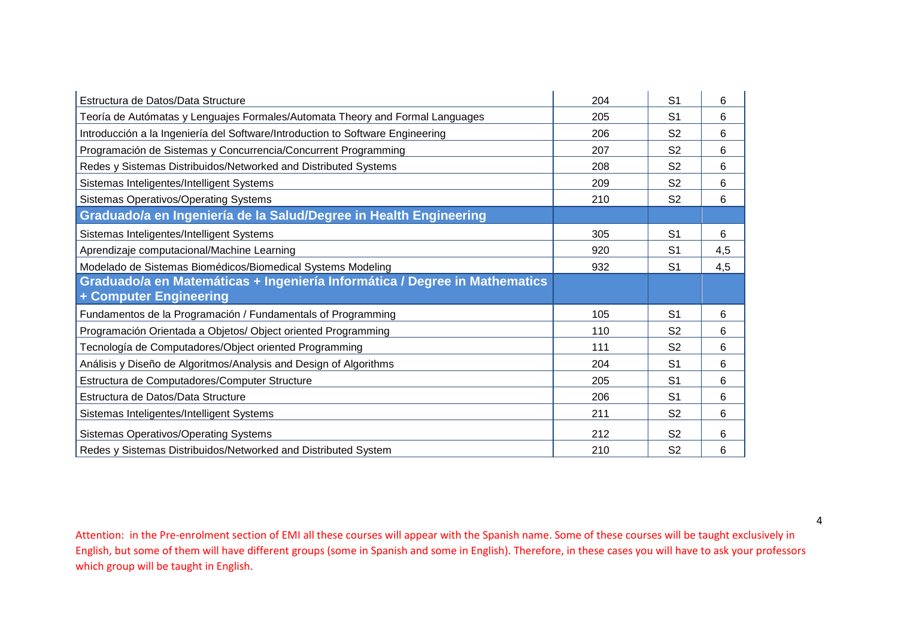| | | | |
|---|---|---|---|
| Estructura de Datos/Data Structure | 204 | S1 | 6 |
| Teoría de Autómatas y Lenguajes Formales/Automata Theory and Formal Languages | 205 | S1 | 6 |
| Introducción a la Ingeniería del Software/Introduction to Software Engineering | 206 | S2 | 6 |
| Programación de Sistemas y Concurrencia/Concurrent Programming | 207 | S2 | 6 |
| Redes y Sistemas Distribuidos/Networked and Distributed Systems | 208 | S2 | 6 |
| Sistemas Inteligentes/Intelligent Systems | 209 | S2 | 6 |
| Sistemas Operativos/Operating Systems | 210 | S2 | 6 |
| **Graduado/a en Ingeniería de la Salud/Degree in Health Engineering** | | | |
| Sistemas Inteligentes/Intelligent Systems | 305 | S1 | 6 |
| Aprendizaje computacional/Machine Learning | 920 | S1 | 4,5 |
| Modelado de Sistemas Biomédicos/Biomedical Systems Modeling | 932 | S1 | 4,5 |
| **Graduado/a en Matemáticas + Ingeniería Informática / Degree in Mathematics + Computer Engineering** | | | |
| Fundamentos de la Programación / Fundamentals of Programming | 105 | S1 | 6 |
| Programación Orientada a Objetos/ Object oriented Programming | 110 | S2 | 6 |
| Tecnología de Computadores/Object oriented Programming | 111 | S2 | 6 |
| Análisis y Diseño de Algoritmos/Analysis and Design of Algorithms | 204 | S1 | 6 |
| Estructura de Computadores/Computer Structure | 205 | S1 | 6 |
| Estructura de Datos/Data Structure | 206 | S1 | 6 |
| Sistemas Inteligentes/Intelligent Systems | 211 | S2 | 6 |
| Sistemas Operativos/Operating Systems | 212 | S2 | 6 |
| Redes y Sistemas Distribuidos/Networked and Distributed System | 210 | S2 | 6 |

Attention: in the Pre-enrolment section of EMI all these courses will appear with the Spanish name. Some of these courses will be taught exclusively in English, but some of them will have different groups (some in Spanish and some in English). Therefore, in these cases you will have to ask your professors which group will be taught in English.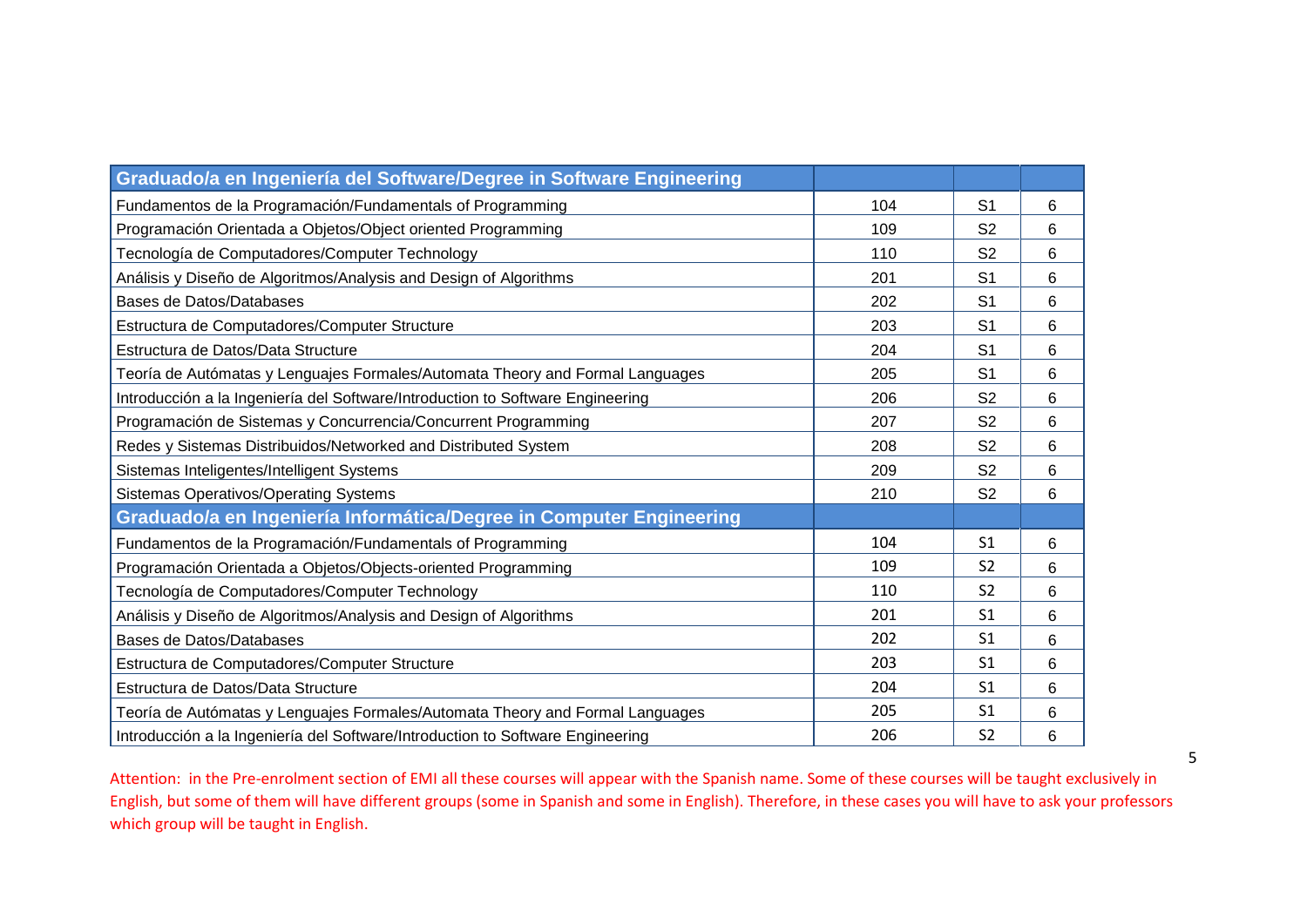| Graduado/a en Ingeniería del Software/Degree in Software Engineering | | | |
|---|---|---|---|
| Fundamentos de la Programación/Fundamentals of Programming | 104 | S1 | 6 |
| Programación Orientada a Objetos/Object oriented Programming | 109 | S2 | 6 |
| Tecnología de Computadores/Computer Technology | 110 | S2 | 6 |
| Análisis y Diseño de Algoritmos/Analysis and Design of Algorithms | 201 | S1 | 6 |
| Bases de Datos/Databases | 202 | S1 | 6 |
| Estructura de Computadores/Computer Structure | 203 | S1 | 6 |
| Estructura de Datos/Data Structure | 204 | S1 | 6 |
| Teoría de Autómatas y Lenguajes Formales/Automata Theory and Formal Languages | 205 | S1 | 6 |
| Introducción a la Ingeniería del Software/Introduction to Software Engineering | 206 | S2 | 6 |
| Programación de Sistemas y Concurrencia/Concurrent Programming | 207 | S2 | 6 |
| Redes y Sistemas Distribuidos/Networked and Distributed System | 208 | S2 | 6 |
| Sistemas Inteligentes/Intelligent Systems | 209 | S2 | 6 |
| Sistemas Operativos/Operating Systems | 210 | S2 | 6 |
| **Graduado/a en Ingeniería Informática/Degree in Computer Engineering** | | | |
| Fundamentos de la Programación/Fundamentals of Programming | 104 | S1 | 6 |
| Programación Orientada a Objetos/Objects-oriented Programming | 109 | S2 | 6 |
| Tecnología de Computadores/Computer Technology | 110 | S2 | 6 |
| Análisis y Diseño de Algoritmos/Analysis and Design of Algorithms | 201 | S1 | 6 |
| Bases de Datos/Databases | 202 | S1 | 6 |
| Estructura de Computadores/Computer Structure | 203 | S1 | 6 |
| Estructura de Datos/Data Structure | 204 | S1 | 6 |
| Teoría de Autómatas y Lenguajes Formales/Automata Theory and Formal Languages | 205 | S1 | 6 |
| Introducción a la Ingeniería del Software/Introduction to Software Engineering | 206 | S2 | 6 |

Attention: in the Pre-enrolment section of EMI all these courses will appear with the Spanish name. Some of these courses will be taught exclusively in English, but some of them will have different groups (some in Spanish and some in English). Therefore, in these cases you will have to ask your professors which group will be taught in English.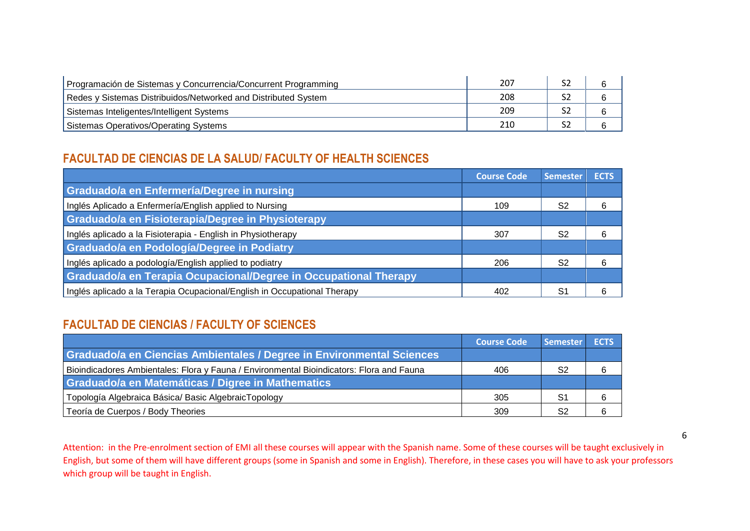| | | | |
|---|---|---|---|
| Programación de Sistemas y Concurrencia/Concurrent Programming | 207 | S2 | 6 |
| Redes y Sistemas Distribuidos/Networked and Distributed System | 208 | S2 | 6 |
| Sistemas Inteligentes/Intelligent Systems | 209 | S2 | 6 |
| Sistemas Operativos/Operating Systems | 210 | S2 | 6 |

## FACULTAD DE CIENCIAS DE LA SALUD/ FACULTY OF HEALTH SCIENCES

| | Course Code | Semester | ECTS |
|---|---|---|---|
| **Graduado/a en Enfermería/Degree in nursing** | | | |
| Inglés Aplicado a Enfermería/English applied to Nursing | 109 | S2 | 6 |
| **Graduado/a en Fisioterapia/Degree in Physioterapy** | | | |
| Inglés aplicado a la Fisioterapia - English in Physiotherapy | 307 | S2 | 6 |
| **Graduado/a en Podología/Degree in Podiatry** | | | |
| Inglés aplicado a podología/English applied to podiatry | 206 | S2 | 6 |
| **Graduado/a en Terapia Ocupacional/Degree in Occupational Therapy** | | | |
| Inglés aplicado a la Terapia Ocupacional/English in Occupational Therapy | 402 | S1 | 6 |

## FACULTAD DE CIENCIAS / FACULTY OF SCIENCES

| | Course Code | Semester | ECTS |
|---|---|---|---|
| **Graduado/a en Ciencias Ambientales / Degree in Environmental Sciences** | | | |
| Bioindicadores Ambientales: Flora y Fauna / Environmental Bioindicators: Flora and Fauna | 406 | S2 | 6 |
| **Graduado/a en Matemáticas / Digree in Mathematics** | | | |
| Topología Algebraica Básica/ Basic AlgebraicTopology | 305 | S1 | 6 |
| Teoría de Cuerpos / Body Theories | 309 | S2 | 6 |

Attention: in the Pre-enrolment section of EMI all these courses will appear with the Spanish name. Some of these courses will be taught exclusively in English, but some of them will have different groups (some in Spanish and some in English). Therefore, in these cases you will have to ask your professors which group will be taught in English.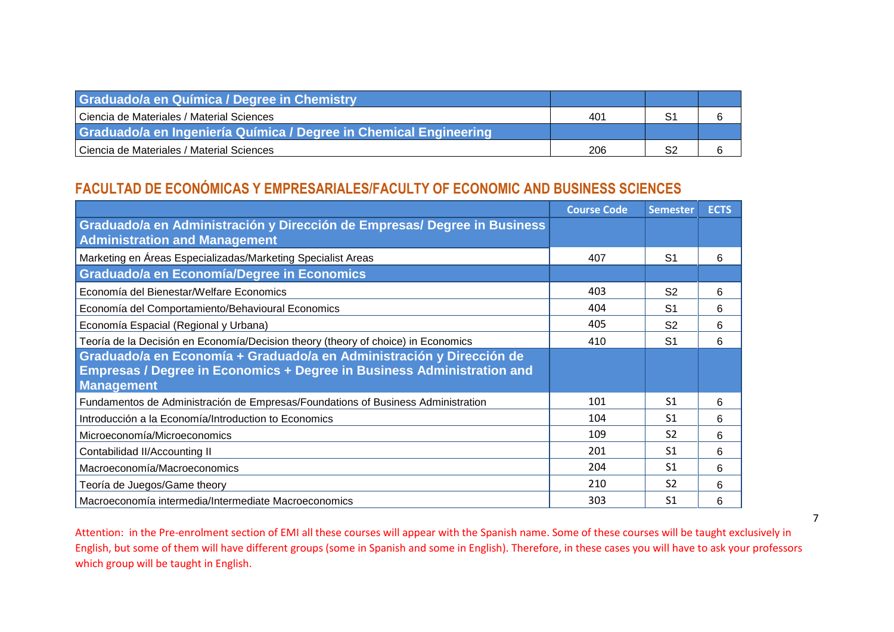| Graduado/a en Química / Degree in Chemistry | | | |
|---|---|---|---|
| Ciencia de Materiales / Material Sciences | 401 | S1 | 6 |
| **Graduado/a en Ingeniería Química / Degree in Chemical Engineering** | | | |
| Ciencia de Materiales / Material Sciences | 206 | S2 | 6 |

## FACULTAD DE ECONÓMICAS Y EMPRESARIALES/FACULTY OF ECONOMIC AND BUSINESS SCIENCES

| | Course Code | Semester | ECTS |
|---|---|---|---|
| **Graduado/a en Administración y Dirección de Empresas/ Degree in Business Administration and Management** | | | |
| Marketing en Áreas Especializadas/Marketing Specialist Areas | 407 | S1 | 6 |
| **Graduado/a en Economía/Degree in Economics** | | | |
| Economía del Bienestar/Welfare Economics | 403 | S2 | 6 |
| Economía del Comportamiento/Behavioural Economics | 404 | S1 | 6 |
| Economía Espacial (Regional y Urbana) | 405 | S2 | 6 |
| Teoría de la Decisión en Economía/Decision theory (theory of choice) in Economics | 410 | S1 | 6 |
| **Graduado/a en Economía + Graduado/a en Administración y Dirección de Empresas / Degree in Economics + Degree in Business Administration and Management** | | | |
| Fundamentos de Administración de Empresas/Foundations of Business Administration | 101 | S1 | 6 |
| Introducción a la Economía/Introduction to Economics | 104 | S1 | 6 |
| Microeconomía/Microeconomics | 109 | S2 | 6 |
| Contabilidad II/Accounting II | 201 | S1 | 6 |
| Macroeconomía/Macroeconomics | 204 | S1 | 6 |
| Teoría de Juegos/Game theory | 210 | S2 | 6 |
| Macroeconomía intermedia/Intermediate Macroeconomics | 303 | S1 | 6 |

Attention: in the Pre-enrolment section of EMI all these courses will appear with the Spanish name. Some of these courses will be taught exclusively in English, but some of them will have different groups (some in Spanish and some in English). Therefore, in these cases you will have to ask your professors which group will be taught in English.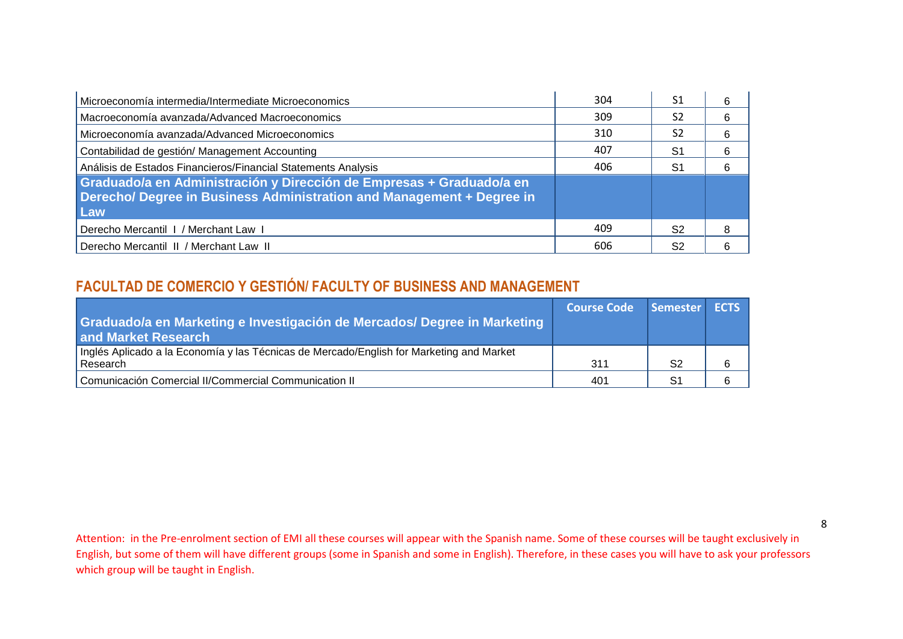| | | | |
|---|---|---|---|
| Microeconomía intermedia/Intermediate Microeconomics | 304 | S1 | 6 |
| Macroeconomía avanzada/Advanced Macroeconomics | 309 | S2 | 6 |
| Microeconomía avanzada/Advanced Microeconomics | 310 | S2 | 6 |
| Contabilidad de gestión/ Management Accounting | 407 | S1 | 6 |
| Análisis de Estados Financieros/Financial Statements Analysis | 406 | S1 | 6 |
| **Graduado/a en Administración y Dirección de Empresas + Graduado/a en Derecho/ Degree in Business Administration and Management + Degree in Law** | | | |
| Derecho Mercantil I / Merchant Law I | 409 | S2 | 8 |
| Derecho Mercantil II / Merchant Law II | 606 | S2 | 6 |

## FACULTAD DE COMERCIO Y GESTIÓN/ FACULTY OF BUSINESS AND MANAGEMENT

| Graduado/a en Marketing e Investigación de Mercados/ Degree in Marketing and Market Research | Course Code | Semester | ECTS |
|---|---|---|---|
| Inglés Aplicado a la Economía y las Técnicas de Mercado/English for Marketing and Market Research | 311 | S2 | 6 |
| Comunicación Comercial II/Commercial Communication II | 401 | S1 | 6 |

Attention: in the Pre-enrolment section of EMI all these courses will appear with the Spanish name. Some of these courses will be taught exclusively in English, but some of them will have different groups (some in Spanish and some in English). Therefore, in these cases you will have to ask your professors which group will be taught in English.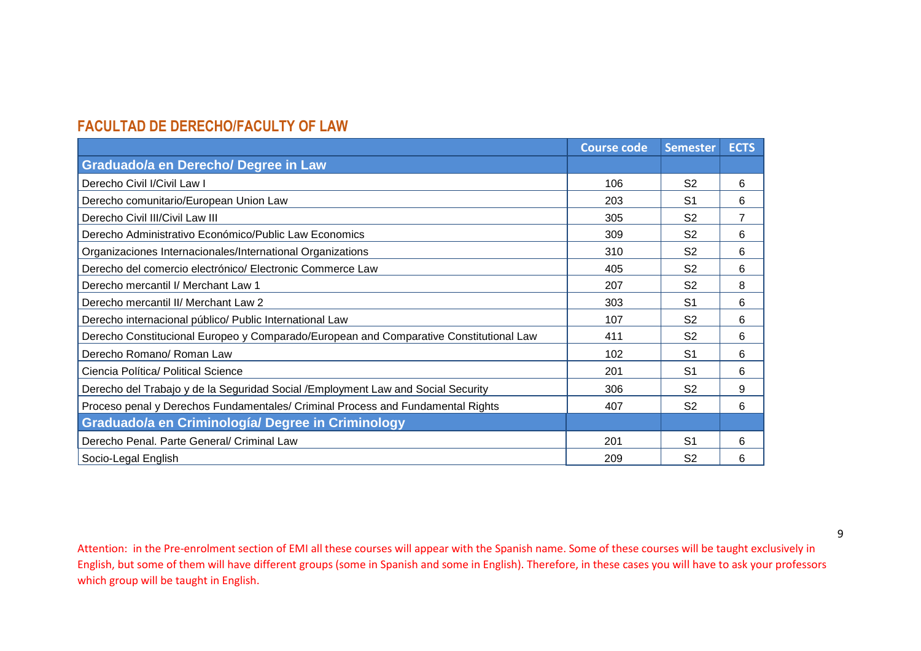## FACULTAD DE DERECHO/FACULTY OF LAW

| | Course code | Semester | ECTS |
|---|---|---|---|
| **Graduado/a en Derecho/ Degree in Law** | | | |
| Derecho Civil I/Civil Law I | 106 | S2 | 6 |
| Derecho comunitario/European Union Law | 203 | S1 | 6 |
| Derecho Civil III/Civil Law III | 305 | S2 | 7 |
| Derecho Administrativo Económico/Public Law Economics | 309 | S2 | 6 |
| Organizaciones Internacionales/International Organizations | 310 | S2 | 6 |
| Derecho del comercio electrónico/ Electronic Commerce Law | 405 | S2 | 6 |
| Derecho mercantil I/ Merchant Law 1 | 207 | S2 | 8 |
| Derecho mercantil II/ Merchant Law 2 | 303 | S1 | 6 |
| Derecho internacional público/ Public International Law | 107 | S2 | 6 |
| Derecho Constitucional Europeo y Comparado/European and Comparative Constitutional Law | 411 | S2 | 6 |
| Derecho Romano/ Roman Law | 102 | S1 | 6 |
| Ciencia Política/ Political Science | 201 | S1 | 6 |
| Derecho del Trabajo y de la Seguridad Social /Employment Law and Social Security | 306 | S2 | 9 |
| Proceso penal y Derechos Fundamentales/ Criminal Process and Fundamental Rights | 407 | S2 | 6 |
| **Graduado/a en Criminología/ Degree in Criminology** | | | |
| Derecho Penal. Parte General/ Criminal Law | 201 | S1 | 6 |
| Socio-Legal English | 209 | S2 | 6 |

Attention: in the Pre-enrolment section of EMI all these courses will appear with the Spanish name. Some of these courses will be taught exclusively in English, but some of them will have different groups (some in Spanish and some in English). Therefore, in these cases you will have to ask your professors which group will be taught in English.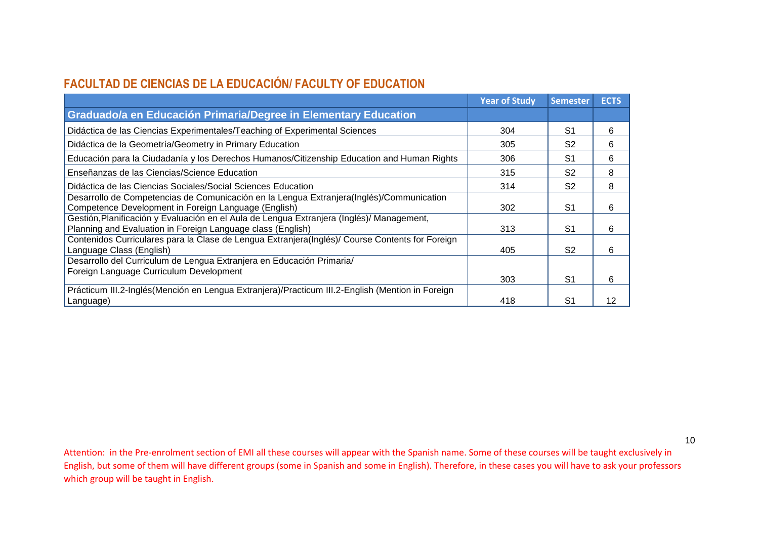## FACULTAD DE CIENCIAS DE LA EDUCACIÓN/ FACULTY OF EDUCATION

| | Year of Study | Semester | ECTS |
|---|---|---|---|
| **Graduado/a en Educación Primaria/Degree in Elementary Education** | | | |
| Didáctica de las Ciencias Experimentales/Teaching of Experimental Sciences | 304 | S1 | 6 |
| Didáctica de la Geometría/Geometry in Primary Education | 305 | S2 | 6 |
| Educación para la Ciudadanía y los Derechos Humanos/Citizenship Education and Human Rights | 306 | S1 | 6 |
| Enseñanzas de las Ciencias/Science Education | 315 | S2 | 8 |
| Didáctica de las Ciencias Sociales/Social Sciences Education | 314 | S2 | 8 |
| Desarrollo de Competencias de Comunicación en la Lengua Extranjera(Inglés)/Communication Competence Development in Foreign Language (English) | 302 | S1 | 6 |
| Gestión,Planificación y Evaluación en el Aula de Lengua Extranjera (Inglés)/ Management, Planning and Evaluation in Foreign Language class (English) | 313 | S1 | 6 |
| Contenidos Curriculares para la Clase de Lengua Extranjera(Inglés)/ Course Contents for Foreign Language Class (English) | 405 | S2 | 6 |
| Desarrollo del Curriculum de Lengua Extranjera en Educación Primaria/ Foreign Language Curriculum Development | 303 | S1 | 6 |
| Prácticum III.2-Inglés(Mención en Lengua Extranjera)/Practicum III.2-English (Mention in Foreign Language) | 418 | S1 | 12 |

Attention: in the Pre-enrolment section of EMI all these courses will appear with the Spanish name. Some of these courses will be taught exclusively in English, but some of them will have different groups (some in Spanish and some in English). Therefore, in these cases you will have to ask your professors which group will be taught in English.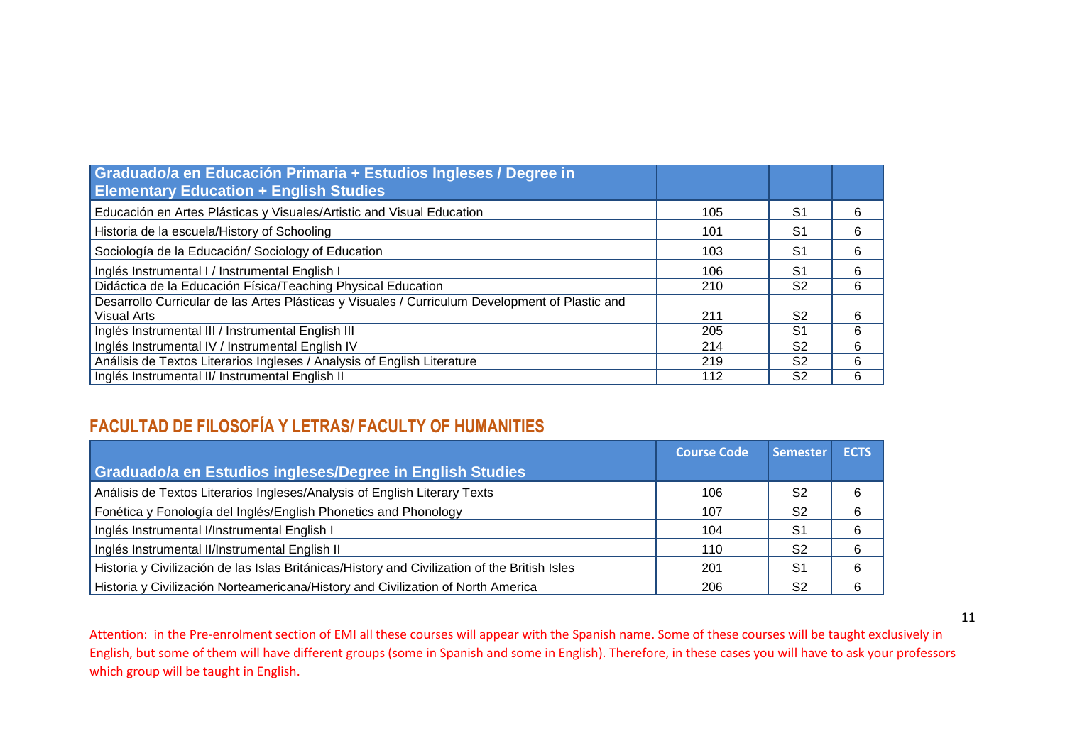| Graduado/a en Educación Primaria + Estudios Ingleses / Degree in Elementary Education + English Studies | | | |
|---|---|---|---|
| Educación en Artes Plásticas y Visuales/Artistic and Visual Education | 105 | S1 | 6 |
| Historia de la escuela/History of Schooling | 101 | S1 | 6 |
| Sociología de la Educación/ Sociology of Education | 103 | S1 | 6 |
| Inglés Instrumental I / Instrumental English I | 106 | S1 | 6 |
| Didáctica de la Educación Física/Teaching Physical Education | 210 | S2 | 6 |
| Desarrollo Curricular de las Artes Plásticas y Visuales / Curriculum Development of Plastic and Visual Arts | 211 | S2 | 6 |
| Inglés Instrumental III / Instrumental English III | 205 | S1 | 6 |
| Inglés Instrumental IV / Instrumental English IV | 214 | S2 | 6 |
| Análisis de Textos Literarios Ingleses / Analysis of English Literature | 219 | S2 | 6 |
| Inglés Instrumental II/ Instrumental English II | 112 | S2 | 6 |

## FACULTAD DE FILOSOFÍA Y LETRAS/ FACULTY OF HUMANITIES

| | Course Code | Semester | ECTS |
|---|---|---|---|
| **Graduado/a en Estudios ingleses/Degree in English Studies** | | | |
| Análisis de Textos Literarios Ingleses/Analysis of English Literary Texts | 106 | S2 | 6 |
| Fonética y Fonología del Inglés/English Phonetics and Phonology | 107 | S2 | 6 |
| Inglés Instrumental I/Instrumental English I | 104 | S1 | 6 |
| Inglés Instrumental II/Instrumental English II | 110 | S2 | 6 |
| Historia y Civilización de las Islas Británicas/History and Civilization of the British Isles | 201 | S1 | 6 |
| Historia y Civilización Norteamericana/History and Civilization of North America | 206 | S2 | 6 |

Attention: in the Pre-enrolment section of EMI all these courses will appear with the Spanish name. Some of these courses will be taught exclusively in English, but some of them will have different groups (some in Spanish and some in English). Therefore, in these cases you will have to ask your professors which group will be taught in English.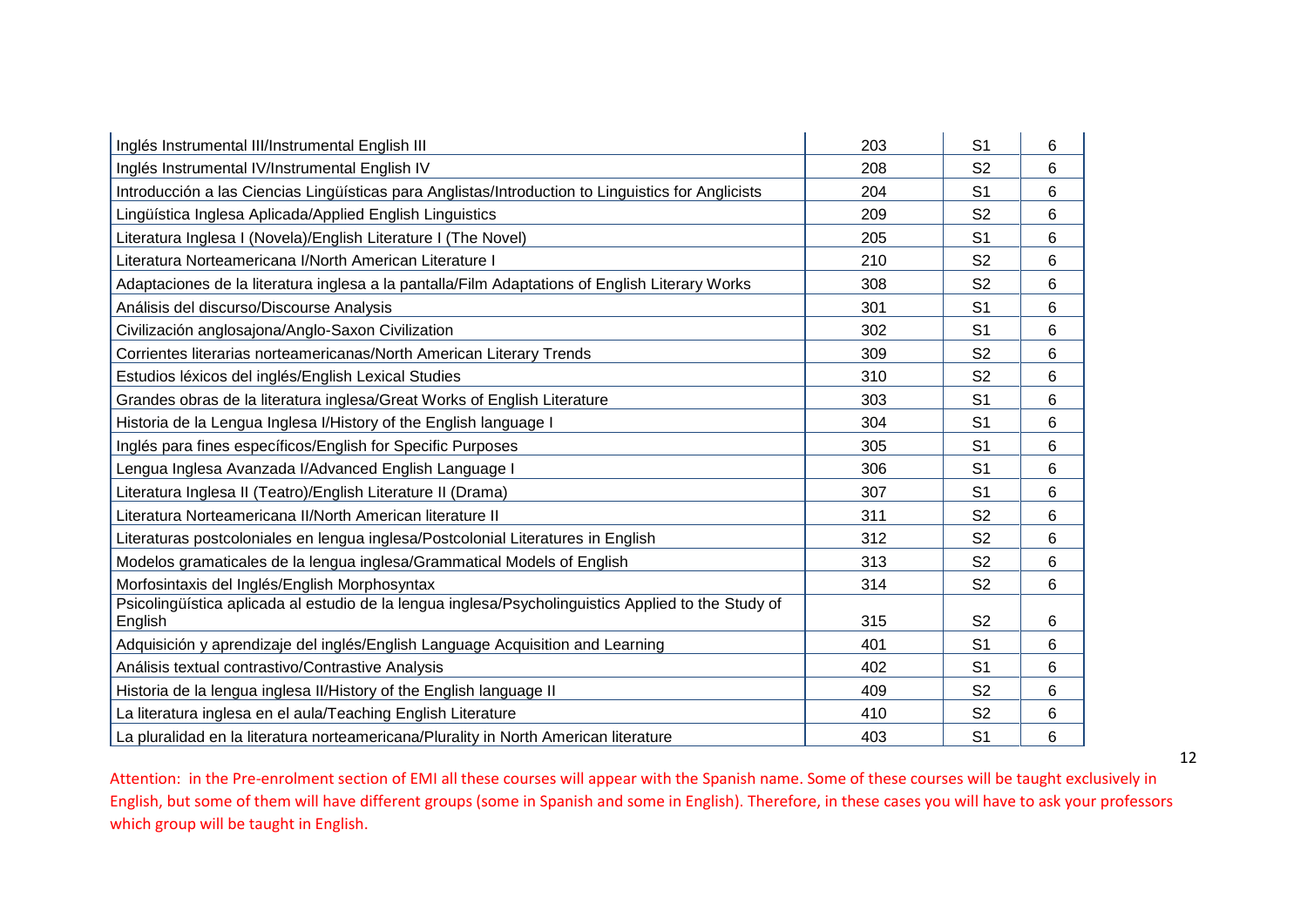| Inglés Instrumental III/Instrumental English III | 203 | S1 | 6 |
|---|---|---|---|
| Inglés Instrumental IV/Instrumental English IV | 208 | S2 | 6 |
| Introducción a las Ciencias Lingüísticas para Anglistas/Introduction to Linguistics for Anglicists | 204 | S1 | 6 |
| Lingüística Inglesa Aplicada/Applied English Linguistics | 209 | S2 | 6 |
| Literatura Inglesa I (Novela)/English Literature I (The Novel) | 205 | S1 | 6 |
| Literatura Norteamericana I/North American Literature I | 210 | S2 | 6 |
| Adaptaciones de la literatura inglesa a la pantalla/Film Adaptations of English Literary Works | 308 | S2 | 6 |
| Análisis del discurso/Discourse Analysis | 301 | S1 | 6 |
| Civilización anglosajona/Anglo-Saxon Civilization | 302 | S1 | 6 |
| Corrientes literarias norteamericanas/North American Literary Trends | 309 | S2 | 6 |
| Estudios léxicos del inglés/English Lexical Studies | 310 | S2 | 6 |
| Grandes obras de la literatura inglesa/Great Works of English Literature | 303 | S1 | 6 |
| Historia de la Lengua Inglesa I/History of the English language I | 304 | S1 | 6 |
| Inglés para fines específicos/English for Specific Purposes | 305 | S1 | 6 |
| Lengua Inglesa Avanzada I/Advanced English Language I | 306 | S1 | 6 |
| Literatura Inglesa II (Teatro)/English Literature II (Drama) | 307 | S1 | 6 |
| Literatura Norteamericana II/North American literature II | 311 | S2 | 6 |
| Literaturas postcoloniales en lengua inglesa/Postcolonial Literatures in English | 312 | S2 | 6 |
| Modelos gramaticales de la lengua inglesa/Grammatical Models of English | 313 | S2 | 6 |
| Morfosintaxis del Inglés/English Morphosyntax | 314 | S2 | 6 |
| Psicolingüística aplicada al estudio de la lengua inglesa/Psycholinguistics Applied to the Study of English | 315 | S2 | 6 |
| Adquisición y aprendizaje del inglés/English Language Acquisition and Learning | 401 | S1 | 6 |
| Análisis textual contrastivo/Contrastive Analysis | 402 | S1 | 6 |
| Historia de la lengua inglesa II/History of the English language II | 409 | S2 | 6 |
| La literatura inglesa en el aula/Teaching English Literature | 410 | S2 | 6 |
| La pluralidad en la literatura norteamericana/Plurality in North American literature | 403 | S1 | 6 |

Attention: in the Pre-enrolment section of EMI all these courses will appear with the Spanish name. Some of these courses will be taught exclusively in English, but some of them will have different groups (some in Spanish and some in English). Therefore, in these cases you will have to ask your professors which group will be taught in English.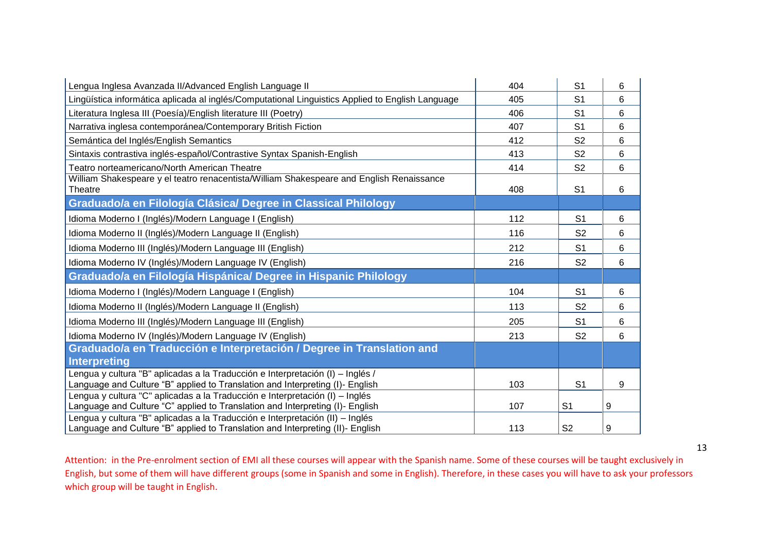| | | | |
|---|---|---|---|
| Lengua Inglesa Avanzada II/Advanced English Language II | 404 | S1 | 6 |
| Lingüística informática aplicada al inglés/Computational Linguistics Applied to English Language | 405 | S1 | 6 |
| Literatura Inglesa III (Poesía)/English literature III (Poetry) | 406 | S1 | 6 |
| Narrativa inglesa contemporánea/Contemporary British Fiction | 407 | S1 | 6 |
| Semántica del Inglés/English Semantics | 412 | S2 | 6 |
| Sintaxis contrastiva inglés-español/Contrastive Syntax Spanish-English | 413 | S2 | 6 |
| Teatro norteamericano/North American Theatre | 414 | S2 | 6 |
| William Shakespeare y el teatro renacentista/William Shakespeare and English Renaissance Theatre | 408 | S1 | 6 |
| **Graduado/a en Filología Clásica/ Degree in Classical Philology** | | | |
| Idioma Moderno I (Inglés)/Modern Language I (English) | 112 | S1 | 6 |
| Idioma Moderno II (Inglés)/Modern Language II (English) | 116 | S2 | 6 |
| Idioma Moderno III (Inglés)/Modern Language III (English) | 212 | S1 | 6 |
| Idioma Moderno IV (Inglés)/Modern Language IV (English) | 216 | S2 | 6 |
| **Graduado/a en Filología Hispánica/ Degree in Hispanic Philology** | | | |
| Idioma Moderno I (Inglés)/Modern Language I (English) | 104 | S1 | 6 |
| Idioma Moderno II (Inglés)/Modern Language II (English) | 113 | S2 | 6 |
| Idioma Moderno III (Inglés)/Modern Language III (English) | 205 | S1 | 6 |
| Idioma Moderno IV (Inglés)/Modern Language IV (English) | 213 | S2 | 6 |
| **Graduado/a en Traducción e Interpretación / Degree in Translation and Interpreting** | | | |
| Lengua y cultura "B" aplicadas a la Traducción e Interpretación (I) – Inglés / Language and Culture "B" applied to Translation and Interpreting (I)- English | 103 | S1 | 9 |
| Lengua y cultura "C" aplicadas a la Traducción e Interpretación (I) – Inglés Language and Culture "C" applied to Translation and Interpreting (I)- English | 107 | S1 | 9 |
| Lengua y cultura "B" aplicadas a la Traducción e Interpretación (II) – Inglés Language and Culture "B" applied to Translation and Interpreting (II)- English | 113 | S2 | 9 |

Attention: in the Pre-enrolment section of EMI all these courses will appear with the Spanish name. Some of these courses will be taught exclusively in English, but some of them will have different groups (some in Spanish and some in English). Therefore, in these cases you will have to ask your professors which group will be taught in English.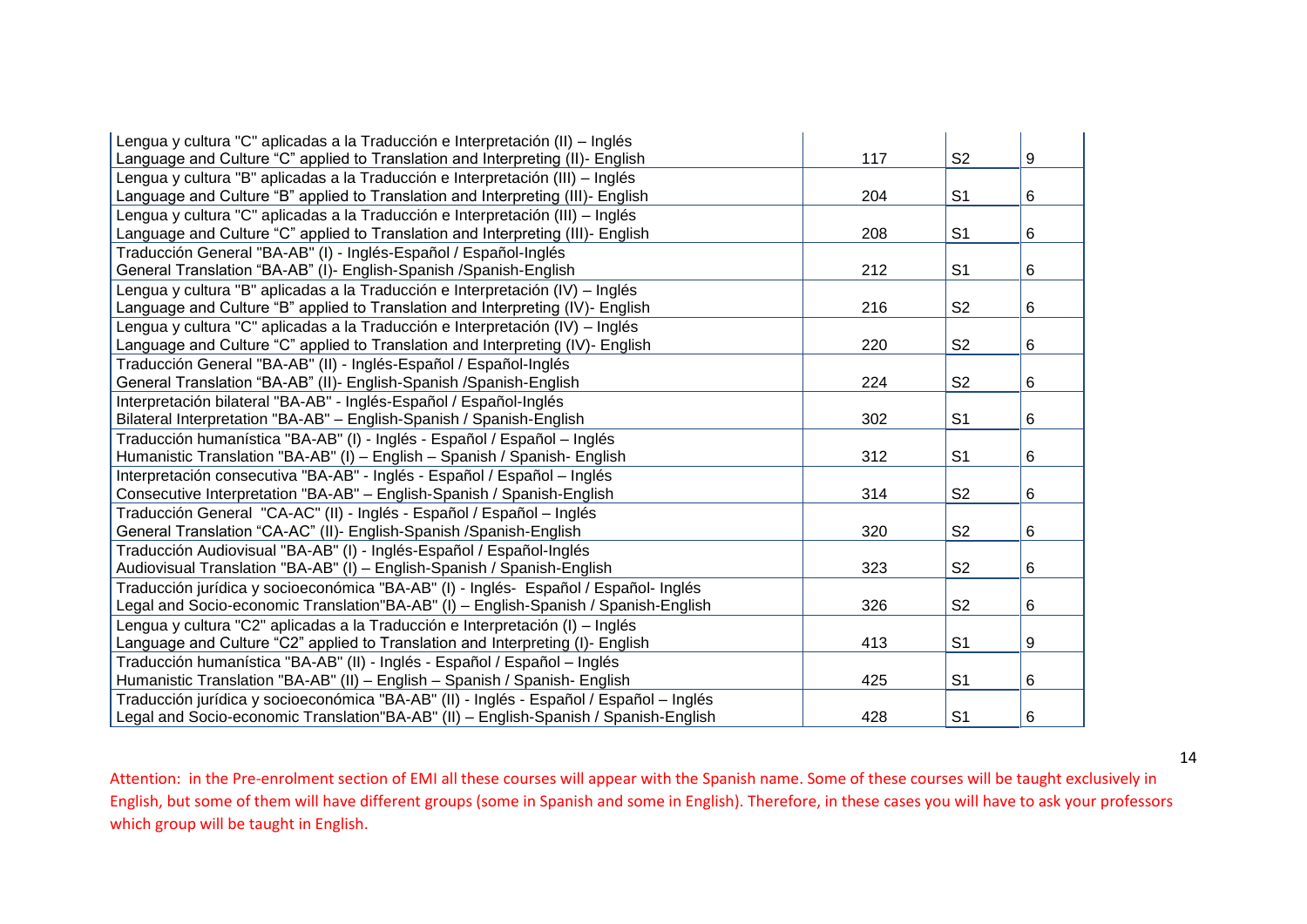| | | | |
|---|---|---|---|
| Lengua y cultura "C" aplicadas a la Traducción e Interpretación (II) – Inglés<br>Language and Culture “C” applied to Translation and Interpreting (II)- English | 117 | S2 | 9 |
| Lengua y cultura "B" aplicadas a la Traducción e Interpretación (III) – Inglés<br>Language and Culture “B” applied to Translation and Interpreting (III)- English | 204 | S1 | 6 |
| Lengua y cultura "C" aplicadas a la Traducción e Interpretación (III) – Inglés<br>Language and Culture “C” applied to Translation and Interpreting (III)- English | 208 | S1 | 6 |
| Traducción General "BA-AB" (I) - Inglés-Español / Español-Inglés<br>General Translation “BA-AB” (I)- English-Spanish /Spanish-English | 212 | S1 | 6 |
| Lengua y cultura "B" aplicadas a la Traducción e Interpretación (IV) – Inglés<br>Language and Culture “B” applied to Translation and Interpreting (IV)- English | 216 | S2 | 6 |
| Lengua y cultura "C" aplicadas a la Traducción e Interpretación (IV) – Inglés<br>Language and Culture “C” applied to Translation and Interpreting (IV)- English | 220 | S2 | 6 |
| Traducción General "BA-AB" (II) - Inglés-Español / Español-Inglés<br>General Translation “BA-AB” (II)- English-Spanish /Spanish-English | 224 | S2 | 6 |
| Interpretación bilateral "BA-AB" - Inglés-Español / Español-Inglés<br>Bilateral Interpretation "BA-AB" – English-Spanish / Spanish-English | 302 | S1 | 6 |
| Traducción humanística "BA-AB" (I) - Inglés - Español / Español – Inglés<br>Humanistic Translation "BA-AB" (I) – English – Spanish / Spanish- English | 312 | S1 | 6 |
| Interpretación consecutiva "BA-AB" - Inglés - Español / Español – Inglés<br>Consecutive Interpretation "BA-AB" – English-Spanish / Spanish-English | 314 | S2 | 6 |
| Traducción General "CA-AC" (II) - Inglés - Español / Español – Inglés<br>General Translation “CA-AC” (II)- English-Spanish /Spanish-English | 320 | S2 | 6 |
| Traducción Audiovisual "BA-AB" (I) - Inglés-Español / Español-Inglés<br>Audiovisual Translation "BA-AB" (I) – English-Spanish / Spanish-English | 323 | S2 | 6 |
| Traducción jurídica y socioeconómica "BA-AB" (I) - Inglés- Español / Español- Inglés<br>Legal and Socio-economic Translation"BA-AB" (I) – English-Spanish / Spanish-English | 326 | S2 | 6 |
| Lengua y cultura "C2" aplicadas a la Traducción e Interpretación (I) – Inglés<br>Language and Culture “C2” applied to Translation and Interpreting (I)- English | 413 | S1 | 9 |
| Traducción humanística "BA-AB" (II) - Inglés - Español / Español – Inglés<br>Humanistic Translation "BA-AB" (II) – English – Spanish / Spanish- English | 425 | S1 | 6 |
| Traducción jurídica y socioeconómica "BA-AB" (II) - Inglés - Español / Español – Inglés<br>Legal and Socio-economic Translation"BA-AB" (II) – English-Spanish / Spanish-English | 428 | S1 | 6 |

Attention: in the Pre-enrolment section of EMI all these courses will appear with the Spanish name. Some of these courses will be taught exclusively in English, but some of them will have different groups (some in Spanish and some in English). Therefore, in these cases you will have to ask your professors which group will be taught in English.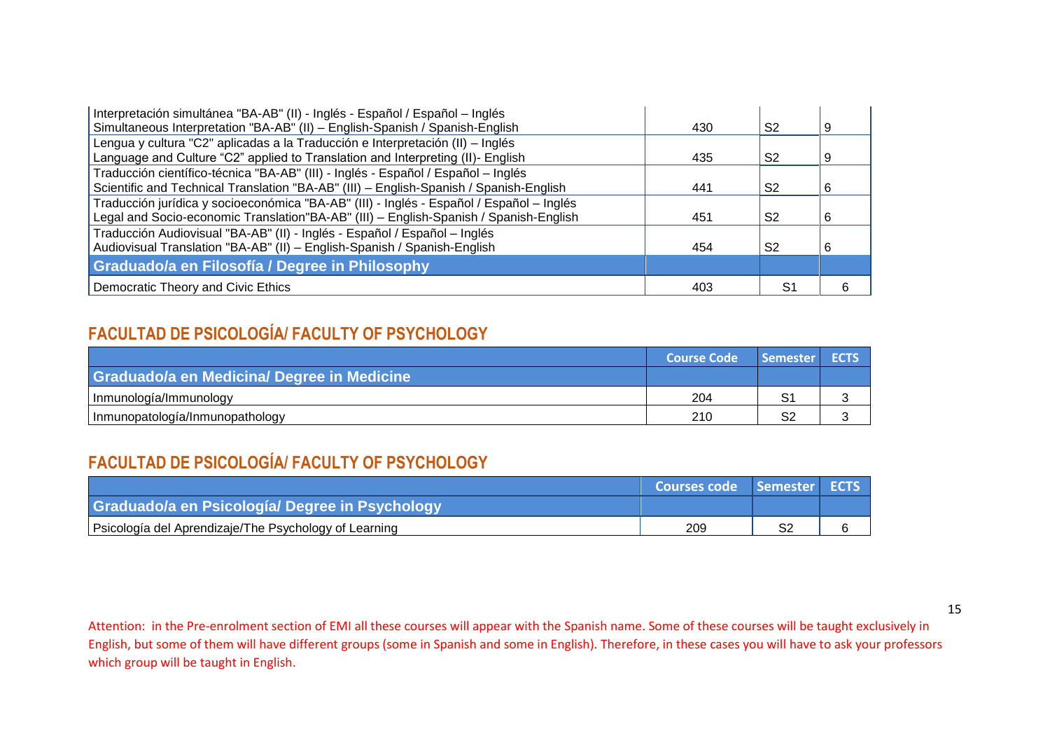| | | | |
|---|---|---|---|
| Interpretación simultánea "BA-AB" (II) - Inglés - Español / Español – Inglés<br>Simultaneous Interpretation "BA-AB" (II) – English-Spanish / Spanish-English | 430 | S2 | 9 |
| Lengua y cultura "C2" aplicadas a la Traducción e Interpretación (II) – Inglés<br>Language and Culture “C2” applied to Translation and Interpreting (II)- English | 435 | S2 | 9 |
| Traducción científico-técnica "BA-AB" (III) - Inglés - Español / Español – Inglés<br>Scientific and Technical Translation "BA-AB" (III) – English-Spanish / Spanish-English | 441 | S2 | 6 |
| Traducción jurídica y socioeconómica "BA-AB" (III) - Inglés - Español / Español – Inglés<br>Legal and Socio-economic Translation"BA-AB" (III) – English-Spanish / Spanish-English | 451 | S2 | 6 |
| Traducción Audiovisual "BA-AB" (II) - Inglés - Español / Español – Inglés<br>Audiovisual Translation "BA-AB" (II) – English-Spanish / Spanish-English | 454 | S2 | 6 |
| **Graduado/a en Filosofía / Degree in Philosophy** | | | |
| Democratic Theory and Civic Ethics | 403 | S1 | 6 |

## FACULTAD DE PSICOLOGÍA/ FACULTY OF PSYCHOLOGY

| | Course Code | Semester | ECTS |
|---|---|---|---|
| **Graduado/a en Medicina/ Degree in Medicine** | | | |
| Inmunología/Immunology | 204 | S1 | 3 |
| Inmunopatología/Inmunopathology | 210 | S2 | 3 |

## FACULTAD DE PSICOLOGÍA/ FACULTY OF PSYCHOLOGY

| | Courses code | Semester | ECTS |
|---|---|---|---|
| **Graduado/a en Psicología/ Degree in Psychology** | | | |
| Psicología del Aprendizaje/The Psychology of Learning | 209 | S2 | 6 |

Attention: in the Pre-enrolment section of EMI all these courses will appear with the Spanish name. Some of these courses will be taught exclusively in English, but some of them will have different groups (some in Spanish and some in English). Therefore, in these cases you will have to ask your professors which group will be taught in English.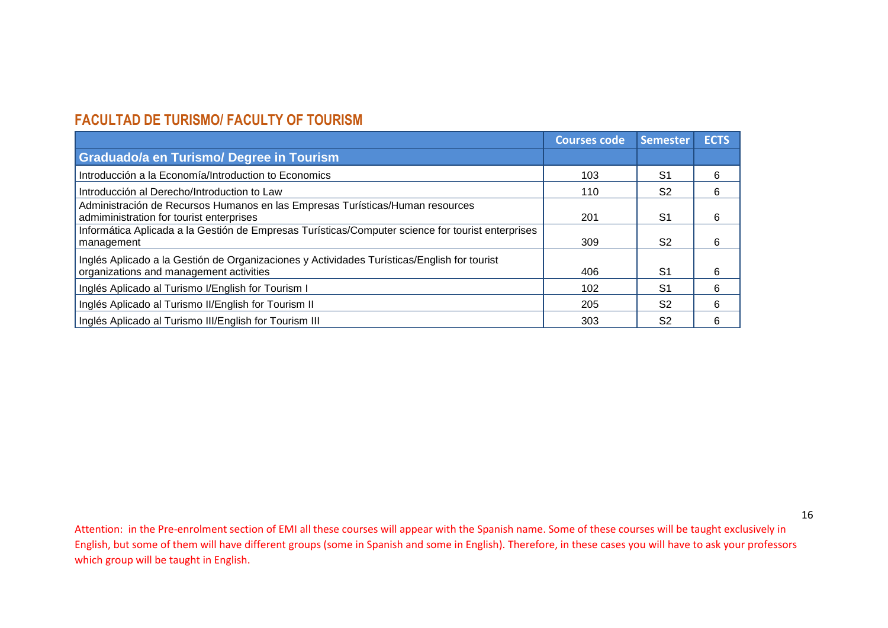## FACULTAD DE TURISMO/ FACULTY OF TOURISM

| | Courses code | Semester | ECTS |
|---|---|---|---|
| **Graduado/a en Turismo/ Degree in Tourism** | | | |
| Introducción a la Economía/Introduction to Economics | 103 | S1 | 6 |
| Introducción al Derecho/Introduction to Law | 110 | S2 | 6 |
| Administración de Recursos Humanos en las Empresas Turísticas/Human resources admiministration for tourist enterprises | 201 | S1 | 6 |
| Informática Aplicada a la Gestión de Empresas Turísticas/Computer science for tourist enterprises management | 309 | S2 | 6 |
| Inglés Aplicado a la Gestión de Organizaciones y Actividades Turísticas/English for tourist organizations and management activities | 406 | S1 | 6 |
| Inglés Aplicado al Turismo I/English for Tourism I | 102 | S1 | 6 |
| Inglés Aplicado al Turismo II/English for Tourism II | 205 | S2 | 6 |
| Inglés Aplicado al Turismo III/English for Tourism III | 303 | S2 | 6 |

Attention: in the Pre-enrolment section of EMI all these courses will appear with the Spanish name. Some of these courses will be taught exclusively in English, but some of them will have different groups (some in Spanish and some in English). Therefore, in these cases you will have to ask your professors which group will be taught in English.